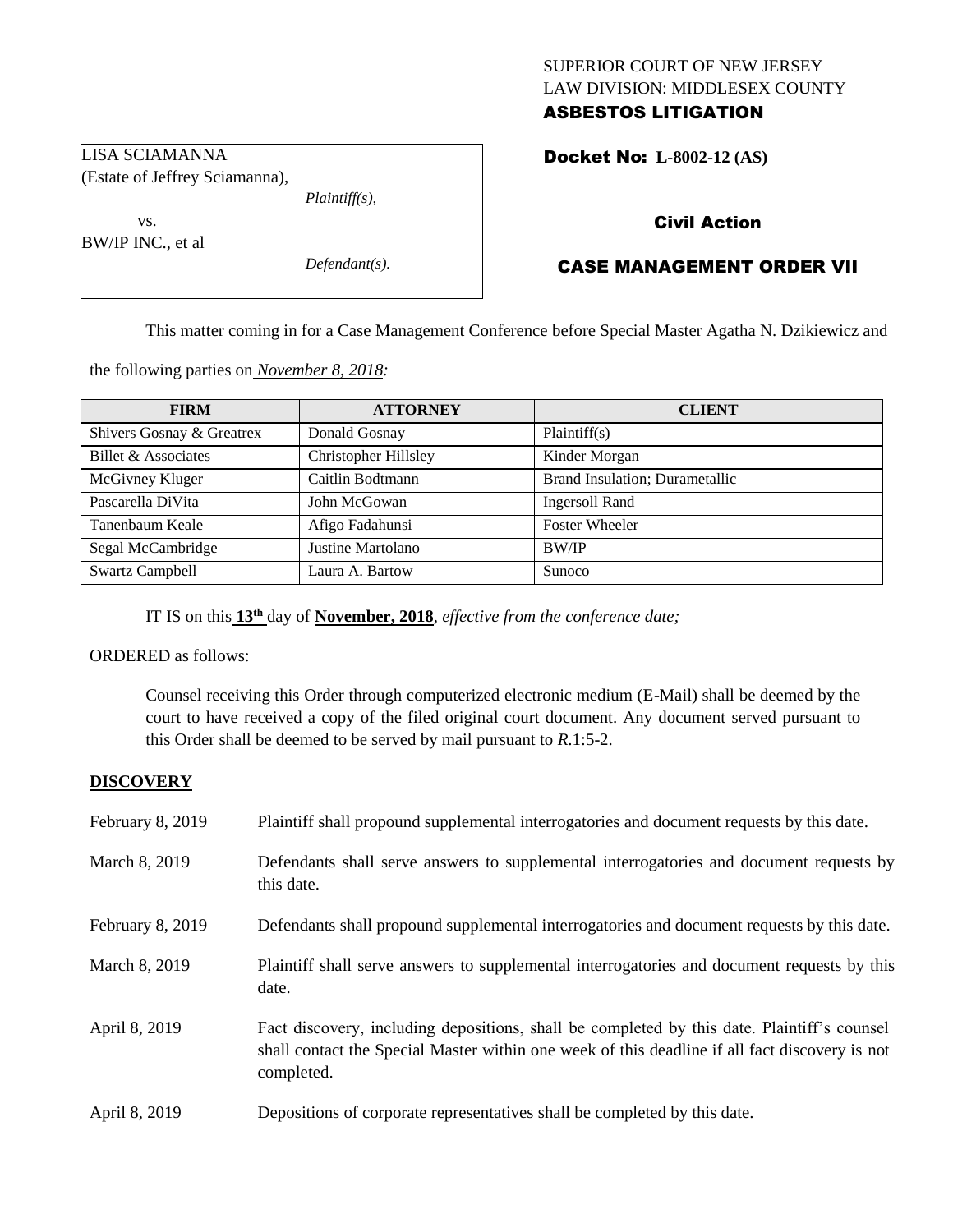SUPERIOR COURT OF NEW JERSEY
LAW DIVISION: MIDDLESEX COUNTY
**ASBESTOS LITIGATION**

LISA SCIAMANNA
(Estate of Jeffrey Sciamanna),
*Plaintiff(s),*
vs.
BW/IP INC., et al
*Defendant(s).*

**Docket No: L-8002-12 (AS)**

**Civil Action**

**CASE MANAGEMENT ORDER VII**

This matter coming in for a Case Management Conference before Special Master Agatha N. Dzikiewicz and the following parties on *November 8, 2018:*

| FIRM | ATTORNEY | CLIENT |
|---|---|---|
| Shivers Gosnay & Greatrex | Donald Gosnay | Plaintiff(s) |
| Billet & Associates | Christopher Hillsley | Kinder Morgan |
| McGivney Kluger | Caitlin Bodtmann | Brand Insulation; Durametallic |
| Pascarella DiVita | John McGowan | Ingersoll Rand |
| Tanenbaum Keale | Afigo Fadahunsi | Foster Wheeler |
| Segal McCambridge | Justine Martolano | BW/IP |
| Swartz Campbell | Laura A. Bartow | Sunoco |

IT IS on this **13th** day of **November, 2018**, *effective from the conference date;*

ORDERED as follows:

Counsel receiving this Order through computerized electronic medium (E-Mail) shall be deemed by the court to have received a copy of the filed original court document. Any document served pursuant to this Order shall be deemed to be served by mail pursuant to *R.*1:5-2.

**DISCOVERY**

February 8, 2019 — Plaintiff shall propound supplemental interrogatories and document requests by this date.

March 8, 2019 — Defendants shall serve answers to supplemental interrogatories and document requests by this date.

February 8, 2019 — Defendants shall propound supplemental interrogatories and document requests by this date.

March 8, 2019 — Plaintiff shall serve answers to supplemental interrogatories and document requests by this date.

April 8, 2019 — Fact discovery, including depositions, shall be completed by this date. Plaintiff's counsel shall contact the Special Master within one week of this deadline if all fact discovery is not completed.

April 8, 2019 — Depositions of corporate representatives shall be completed by this date.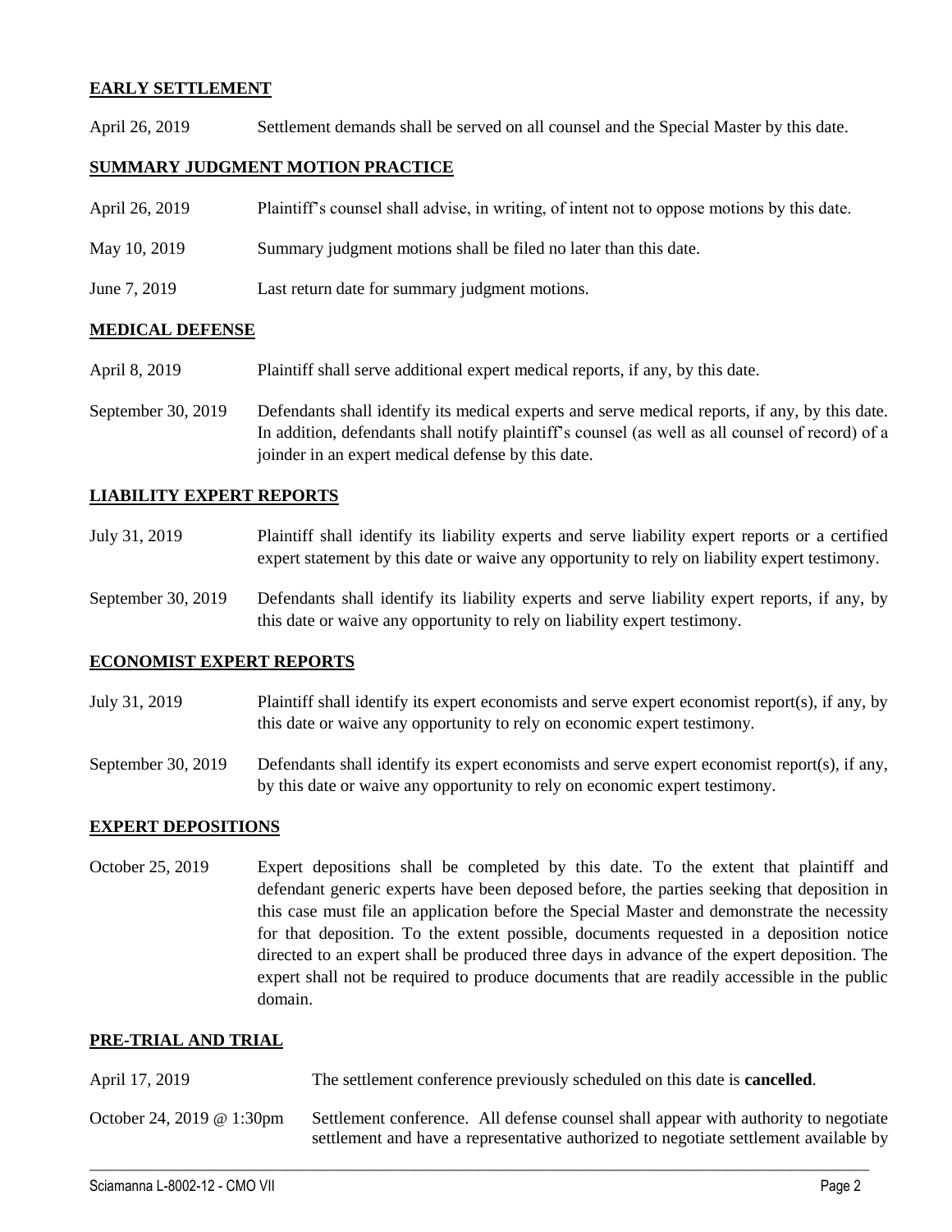**EARLY SETTLEMENT**

April 26, 2019 Settlement demands shall be served on all counsel and the Special Master by this date.

**SUMMARY JUDGMENT MOTION PRACTICE**

April 26, 2019 Plaintiff's counsel shall advise, in writing, of intent not to oppose motions by this date.

May 10, 2019 Summary judgment motions shall be filed no later than this date.

June 7, 2019 Last return date for summary judgment motions.

**MEDICAL DEFENSE**

April 8, 2019 Plaintiff shall serve additional expert medical reports, if any, by this date.

September 30, 2019 Defendants shall identify its medical experts and serve medical reports, if any, by this date. In addition, defendants shall notify plaintiff's counsel (as well as all counsel of record) of a joinder in an expert medical defense by this date.

**LIABILITY EXPERT REPORTS**

July 31, 2019 Plaintiff shall identify its liability experts and serve liability expert reports or a certified expert statement by this date or waive any opportunity to rely on liability expert testimony.

September 30, 2019 Defendants shall identify its liability experts and serve liability expert reports, if any, by this date or waive any opportunity to rely on liability expert testimony.

**ECONOMIST EXPERT REPORTS**

July 31, 2019 Plaintiff shall identify its expert economists and serve expert economist report(s), if any, by this date or waive any opportunity to rely on economic expert testimony.

September 30, 2019 Defendants shall identify its expert economists and serve expert economist report(s), if any, by this date or waive any opportunity to rely on economic expert testimony.

**EXPERT DEPOSITIONS**

October 25, 2019 Expert depositions shall be completed by this date. To the extent that plaintiff and defendant generic experts have been deposed before, the parties seeking that deposition in this case must file an application before the Special Master and demonstrate the necessity for that deposition. To the extent possible, documents requested in a deposition notice directed to an expert shall be produced three days in advance of the expert deposition. The expert shall not be required to produce documents that are readily accessible in the public domain.

**PRE-TRIAL AND TRIAL**

April 17, 2019 The settlement conference previously scheduled on this date is **cancelled**.

October 24, 2019 @ 1:30pm Settlement conference. All defense counsel shall appear with authority to negotiate settlement and have a representative authorized to negotiate settlement available by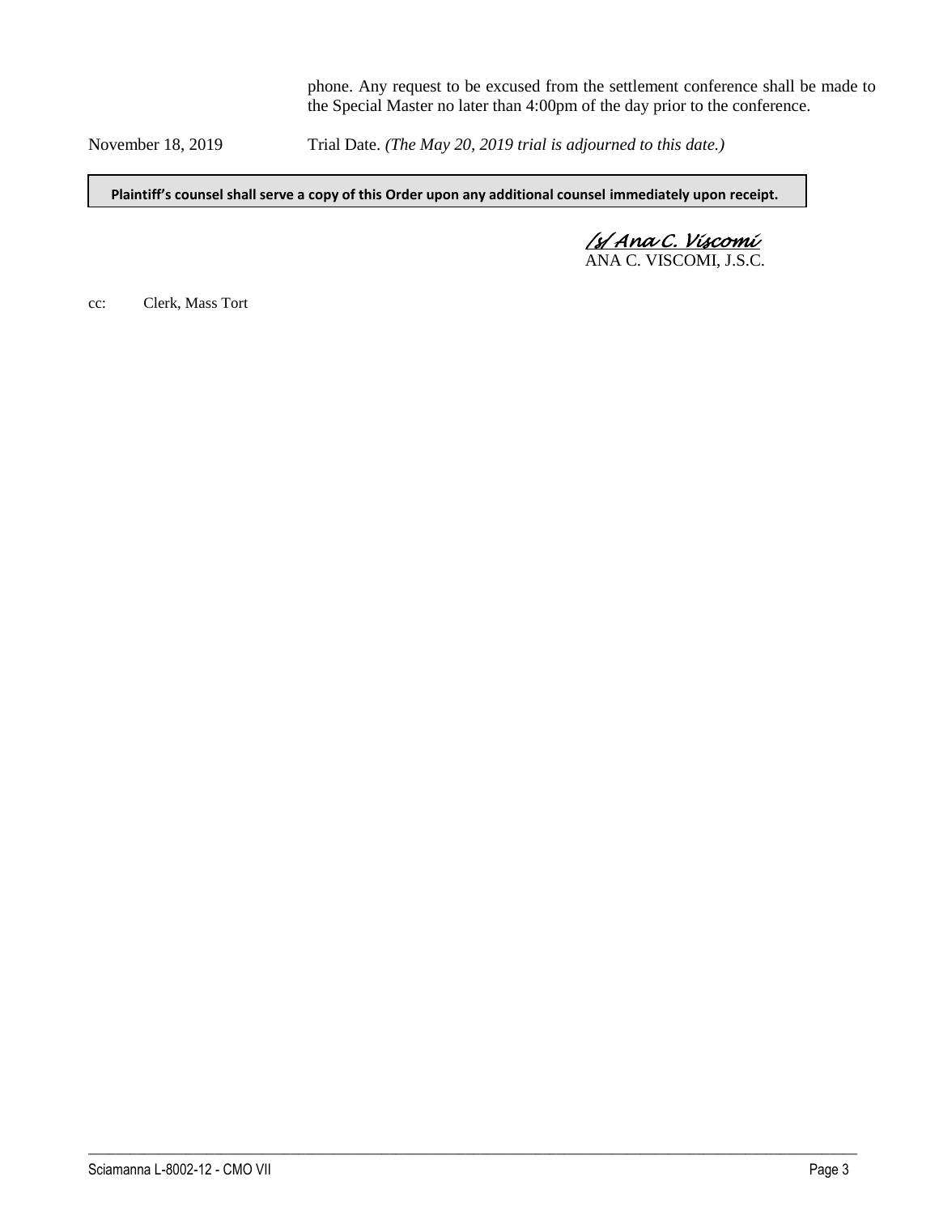| | |
|---|---|
| | phone. Any request to be excused from the settlement conference shall be made to the Special Master no later than 4:00pm of the day prior to the conference. |
| November 18, 2019 | Trial Date. *(The May 20, 2019 trial is adjourned to this date.)* |

**Plaintiff's counsel shall serve a copy of this Order upon any additional counsel immediately upon receipt.**

*/s/ Ana C. Viscomi*
ANA C. VISCOMI, J.S.C.

cc: Clerk, Mass Tort